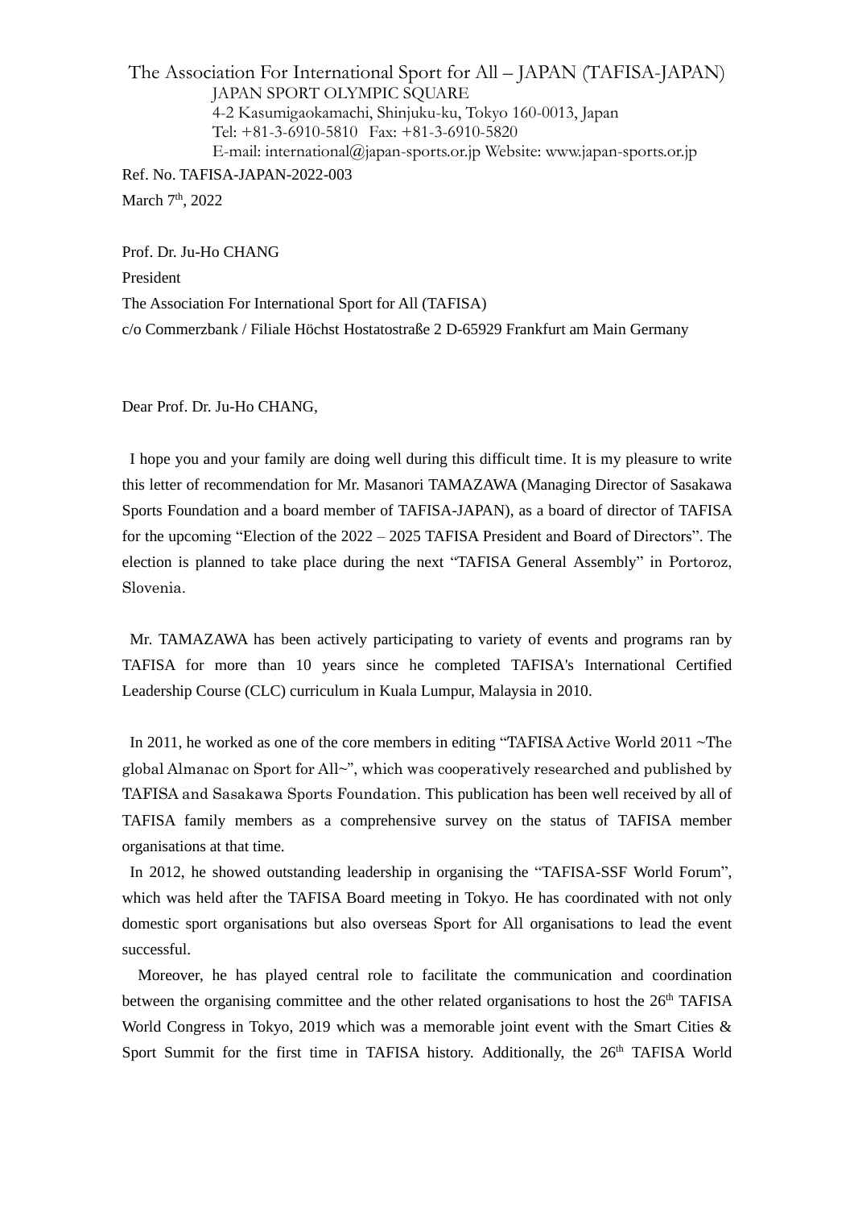The Association For International Sport for All – JAPAN (TAFISA-JAPAN)
JAPAN SPORT OLYMPIC SQUARE
4-2 Kasumigaokamachi, Shinjuku-ku, Tokyo 160-0013, Japan
Tel: +81-3-6910-5810 Fax: +81-3-6910-5820
E-mail: international@japan-sports.or.jp Website: www.japan-sports.or.jp

Ref. No. TAFISA-JAPAN-2022-003

March 7th, 2022

Prof. Dr. Ju-Ho CHANG

President

The Association For International Sport for All (TAFISA)

c/o Commerzbank / Filiale Höchst Hostatostraße 2 D-65929 Frankfurt am Main Germany

Dear Prof. Dr. Ju-Ho CHANG,

I hope you and your family are doing well during this difficult time. It is my pleasure to write this letter of recommendation for Mr. Masanori TAMAZAWA (Managing Director of Sasakawa Sports Foundation and a board member of TAFISA-JAPAN), as a board of director of TAFISA for the upcoming "Election of the 2022 – 2025 TAFISA President and Board of Directors". The election is planned to take place during the next "TAFISA General Assembly" in Portoroz, Slovenia.

Mr. TAMAZAWA has been actively participating to variety of events and programs ran by TAFISA for more than 10 years since he completed TAFISA's International Certified Leadership Course (CLC) curriculum in Kuala Lumpur, Malaysia in 2010.

In 2011, he worked as one of the core members in editing "TAFISA Active World 2011 ~The global Almanac on Sport for All~", which was cooperatively researched and published by TAFISA and Sasakawa Sports Foundation. This publication has been well received by all of TAFISA family members as a comprehensive survey on the status of TAFISA member organisations at that time.

In 2012, he showed outstanding leadership in organising the "TAFISA-SSF World Forum", which was held after the TAFISA Board meeting in Tokyo. He has coordinated with not only domestic sport organisations but also overseas Sport for All organisations to lead the event successful.

Moreover, he has played central role to facilitate the communication and coordination between the organising committee and the other related organisations to host the 26th TAFISA World Congress in Tokyo, 2019 which was a memorable joint event with the Smart Cities & Sport Summit for the first time in TAFISA history. Additionally, the 26th TAFISA World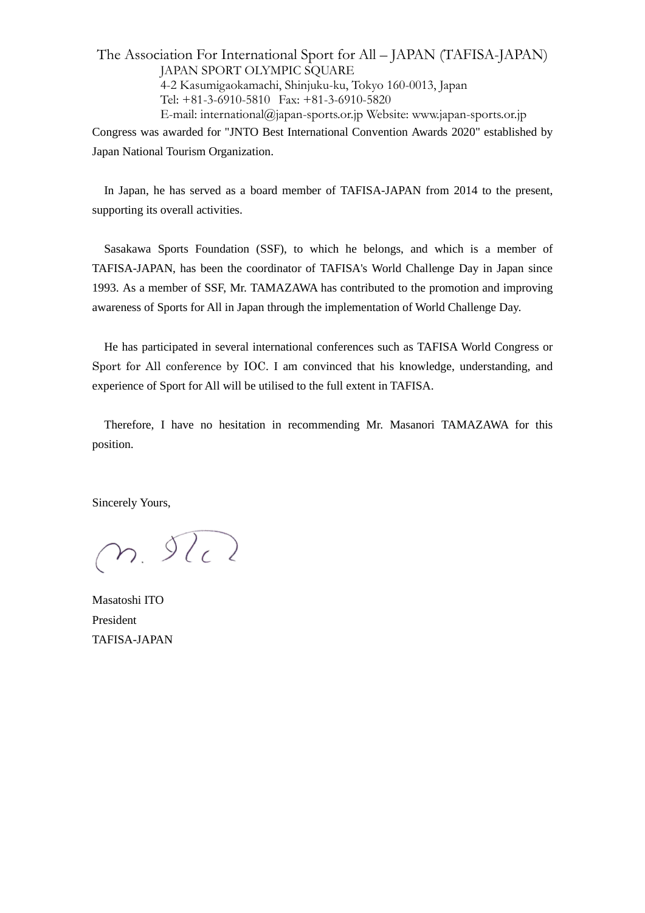The Association For International Sport for All – JAPAN (TAFISA-JAPAN)
JAPAN SPORT OLYMPIC SQUARE
4-2 Kasumigaokamachi, Shinjuku-ku, Tokyo 160-0013, Japan
Tel: +81-3-6910-5810 Fax: +81-3-6910-5820
E-mail: international@japan-sports.or.jp Website: www.japan-sports.or.jp

Congress was awarded for "JNTO Best International Convention Awards 2020" established by Japan National Tourism Organization.

In Japan, he has served as a board member of TAFISA-JAPAN from 2014 to the present, supporting its overall activities.

Sasakawa Sports Foundation (SSF), to which he belongs, and which is a member of TAFISA-JAPAN, has been the coordinator of TAFISA's World Challenge Day in Japan since 1993. As a member of SSF, Mr. TAMAZAWA has contributed to the promotion and improving awareness of Sports for All in Japan through the implementation of World Challenge Day.

He has participated in several international conferences such as TAFISA World Congress or Sport for All conference by IOC. I am convinced that his knowledge, understanding, and experience of Sport for All will be utilised to the full extent in TAFISA.

Therefore, I have no hesitation in recommending Mr. Masanori TAMAZAWA for this position.

Sincerely Yours,

Masatoshi ITO
President
TAFISA-JAPAN